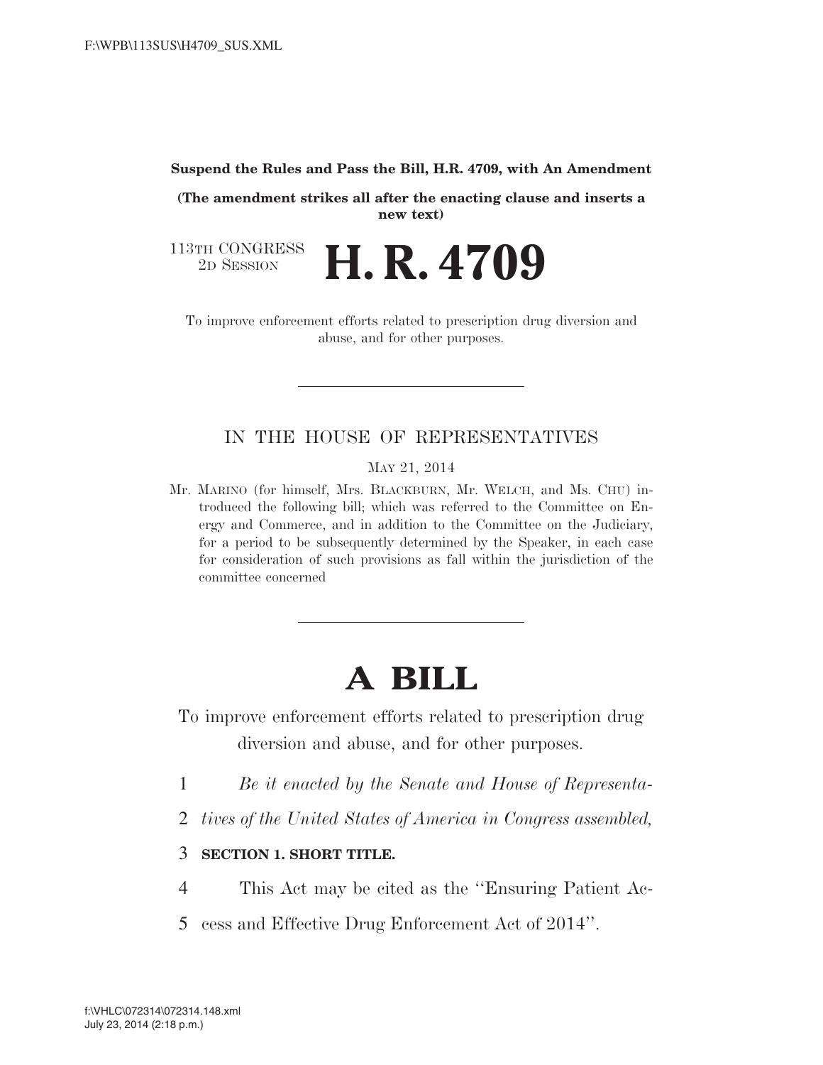**Suspend the Rules and Pass the Bill, H.R. 4709, with An Amendment**

**(The amendment strikes all after the enacting clause and inserts a new text)**

113TH CONGRESS
2D SESSION

# H. R. 4709

To improve enforcement efforts related to prescription drug diversion and abuse, and for other purposes.

---

IN THE HOUSE OF REPRESENTATIVES

MAY 21, 2014

Mr. MARINO (for himself, Mrs. BLACKBURN, Mr. WELCH, and Ms. CHU) introduced the following bill; which was referred to the Committee on Energy and Commerce, and in addition to the Committee on the Judiciary, for a period to be subsequently determined by the Speaker, in each case for consideration of such provisions as fall within the jurisdiction of the committee concerned

---

# A BILL

To improve enforcement efforts related to prescription drug diversion and abuse, and for other purposes.

1 *Be it enacted by the Senate and House of Representa-*
2 *tives of the United States of America in Congress assembled,*

3 **SECTION 1. SHORT TITLE.**

4 This Act may be cited as the ''Ensuring Patient Ac-
5 cess and Effective Drug Enforcement Act of 2014''.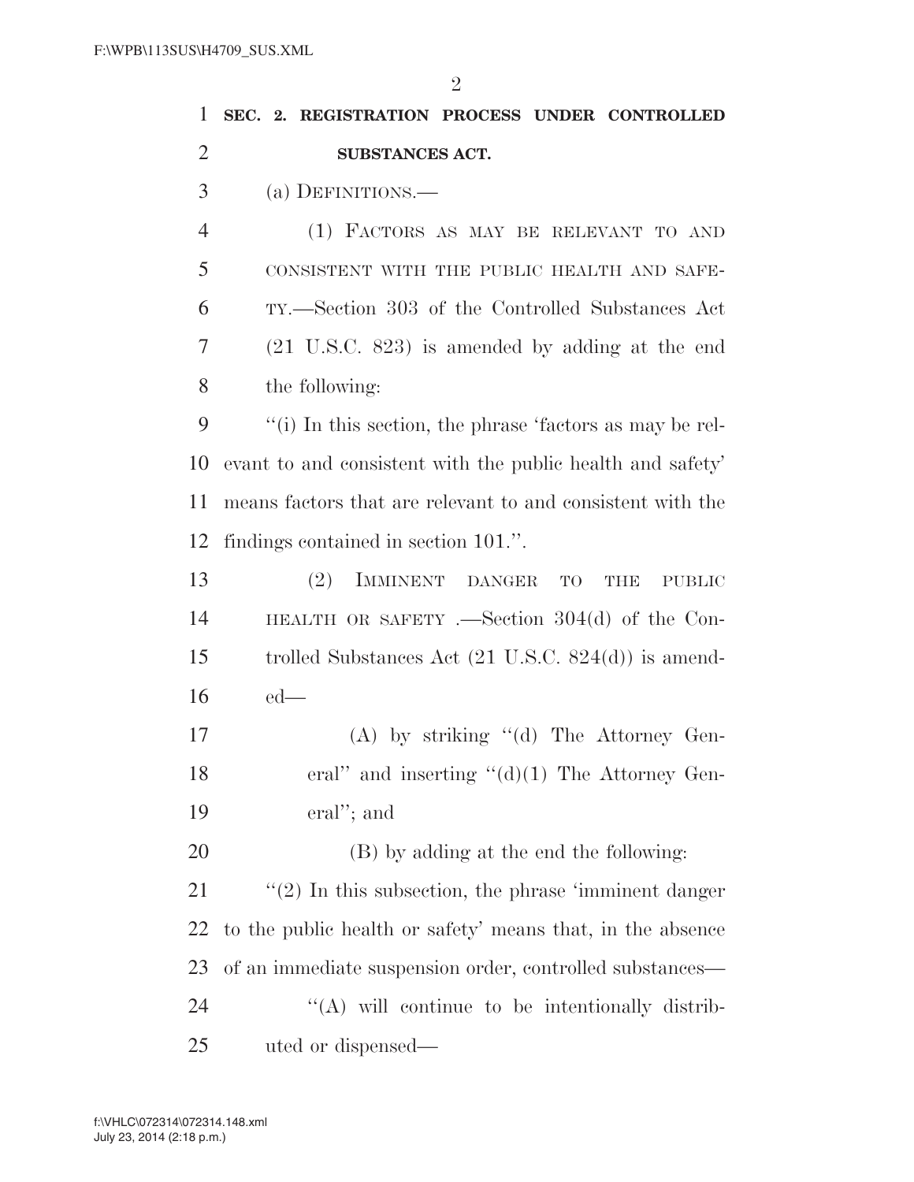**SEC. 2. REGISTRATION PROCESS UNDER CONTROLLED SUBSTANCES ACT.**

(a) DEFINITIONS.—

(1) FACTORS AS MAY BE RELEVANT TO AND CONSISTENT WITH THE PUBLIC HEALTH AND SAFETY.—Section 303 of the Controlled Substances Act (21 U.S.C. 823) is amended by adding at the end the following:

"(i) In this section, the phrase 'factors as may be relevant to and consistent with the public health and safety' means factors that are relevant to and consistent with the findings contained in section 101.".

(2) IMMINENT DANGER TO THE PUBLIC HEALTH OR SAFETY .—Section 304(d) of the Controlled Substances Act (21 U.S.C. 824(d)) is amended—

(A) by striking "(d) The Attorney General" and inserting "(d)(1) The Attorney General"; and

(B) by adding at the end the following:

"(2) In this subsection, the phrase 'imminent danger to the public health or safety' means that, in the absence of an immediate suspension order, controlled substances—

"(A) will continue to be intentionally distributed or dispensed—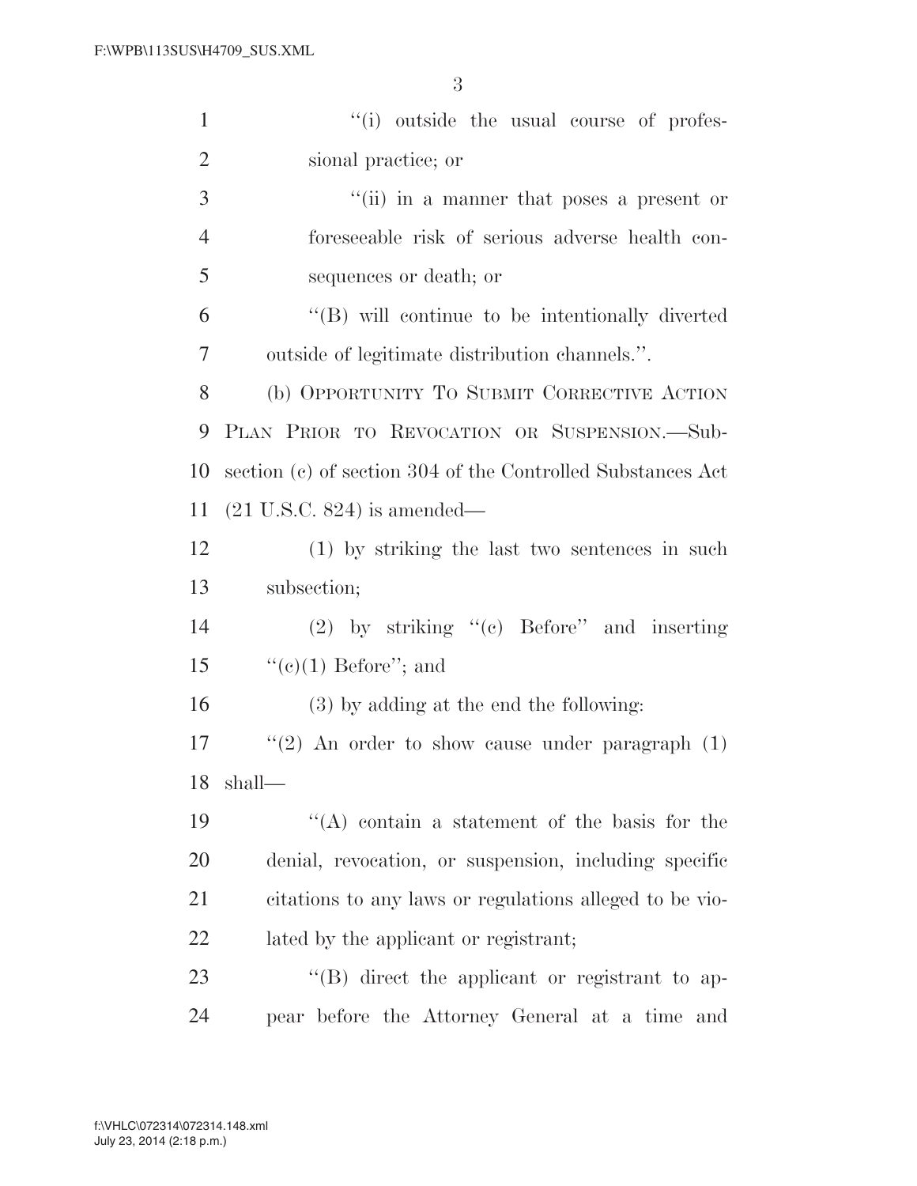"(i) outside the usual course of professional practice; or

"(ii) in a manner that poses a present or foreseeable risk of serious adverse health consequences or death; or

"(B) will continue to be intentionally diverted outside of legitimate distribution channels.".

(b) OPPORTUNITY TO SUBMIT CORRECTIVE ACTION PLAN PRIOR TO REVOCATION OR SUSPENSION.—Subsection (c) of section 304 of the Controlled Substances Act (21 U.S.C. 824) is amended—

(1) by striking the last two sentences in such subsection;

(2) by striking "(c) Before" and inserting "(c)(1) Before"; and

(3) by adding at the end the following:

"(2) An order to show cause under paragraph (1) shall—

"(A) contain a statement of the basis for the denial, revocation, or suspension, including specific citations to any laws or regulations alleged to be violated by the applicant or registrant;

"(B) direct the applicant or registrant to appear before the Attorney General at a time and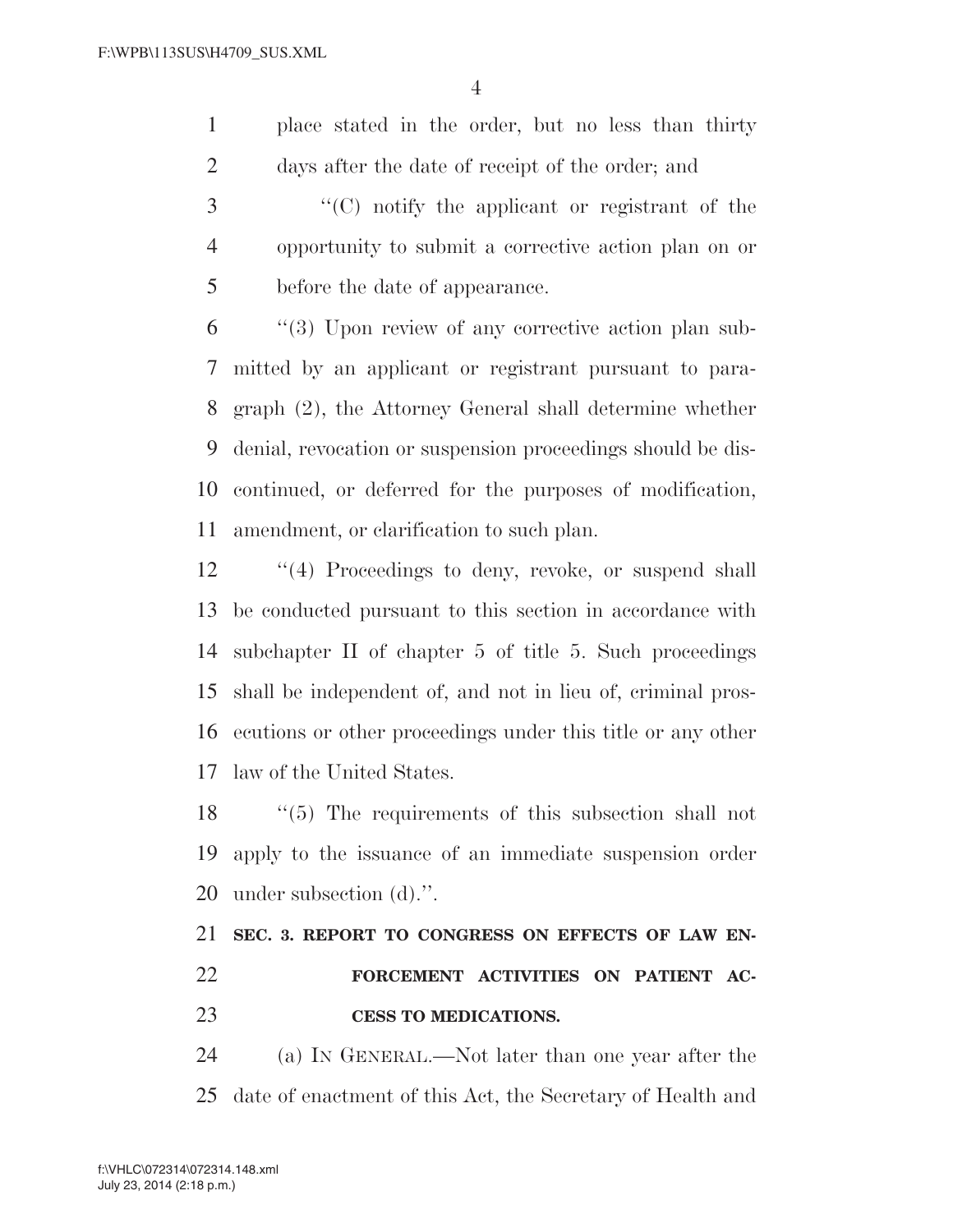place stated in the order, but no less than thirty days after the date of receipt of the order; and

''(C) notify the applicant or registrant of the opportunity to submit a corrective action plan on or before the date of appearance.

''(3) Upon review of any corrective action plan submitted by an applicant or registrant pursuant to paragraph (2), the Attorney General shall determine whether denial, revocation or suspension proceedings should be discontinued, or deferred for the purposes of modification, amendment, or clarification to such plan.

''(4) Proceedings to deny, revoke, or suspend shall be conducted pursuant to this section in accordance with subchapter II of chapter 5 of title 5. Such proceedings shall be independent of, and not in lieu of, criminal prosecutions or other proceedings under this title or any other law of the United States.

''(5) The requirements of this subsection shall not apply to the issuance of an immediate suspension order under subsection (d).''.

**SEC. 3. REPORT TO CONGRESS ON EFFECTS OF LAW ENFORCEMENT ACTIVITIES ON PATIENT ACCESS TO MEDICATIONS.**

(a) IN GENERAL.—Not later than one year after the date of enactment of this Act, the Secretary of Health and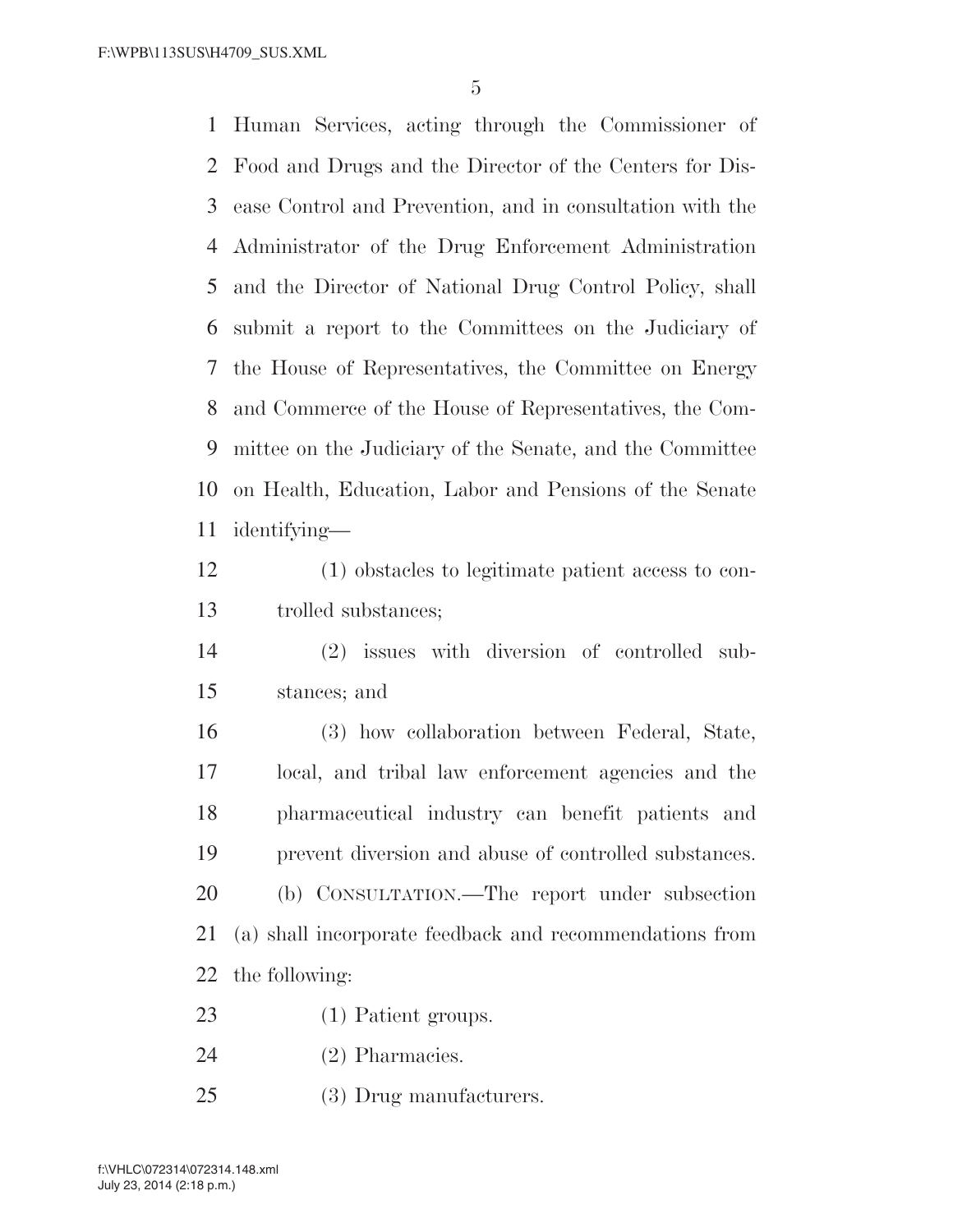Human Services, acting through the Commissioner of Food and Drugs and the Director of the Centers for Disease Control and Prevention, and in consultation with the Administrator of the Drug Enforcement Administration and the Director of National Drug Control Policy, shall submit a report to the Committees on the Judiciary of the House of Representatives, the Committee on Energy and Commerce of the House of Representatives, the Committee on the Judiciary of the Senate, and the Committee on Health, Education, Labor and Pensions of the Senate identifying—

(1) obstacles to legitimate patient access to controlled substances;

(2) issues with diversion of controlled substances; and

(3) how collaboration between Federal, State, local, and tribal law enforcement agencies and the pharmaceutical industry can benefit patients and prevent diversion and abuse of controlled substances.

(b) CONSULTATION.—The report under subsection (a) shall incorporate feedback and recommendations from the following:

(1) Patient groups.

(2) Pharmacies.

(3) Drug manufacturers.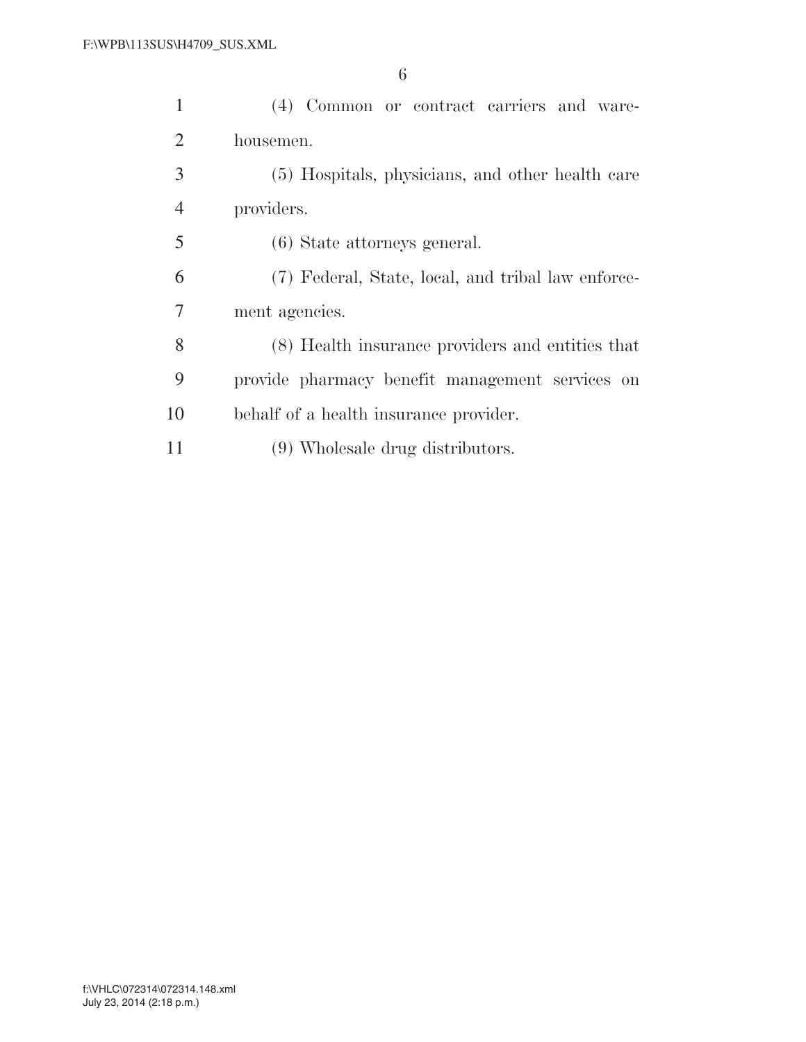(4) Common or contract carriers and warehousemen.

(5) Hospitals, physicians, and other health care providers.

(6) State attorneys general.

(7) Federal, State, local, and tribal law enforcement agencies.

(8) Health insurance providers and entities that provide pharmacy benefit management services on behalf of a health insurance provider.

(9) Wholesale drug distributors.